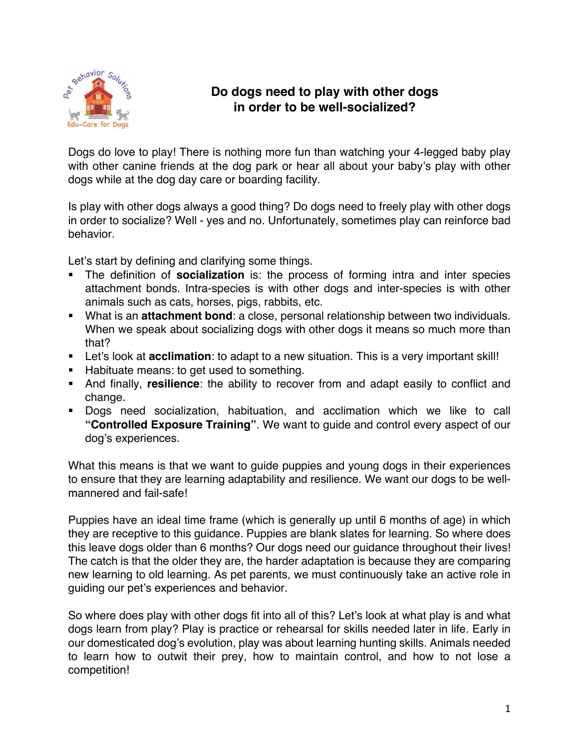# Do dogs need to play with other dogs in order to be well-socialized?

Dogs do love to play! There is nothing more fun than watching your 4-legged baby play with other canine friends at the dog park or hear all about your baby's play with other dogs while at the dog day care or boarding facility.

Is play with other dogs always a good thing? Do dogs need to freely play with other dogs in order to socialize? Well - yes and no. Unfortunately, sometimes play can reinforce bad behavior.

Let's start by defining and clarifying some things.

- The definition of **socialization** is: the process of forming intra and inter species attachment bonds. Intra-species is with other dogs and inter-species is with other animals such as cats, horses, pigs, rabbits, etc.
- What is an **attachment bond**: a close, personal relationship between two individuals. When we speak about socializing dogs with other dogs it means so much more than that?
- Let's look at **acclimation**: to adapt to a new situation. This is a very important skill!
- Habituate means: to get used to something.
- And finally, **resilience**: the ability to recover from and adapt easily to conflict and change.
- Dogs need socialization, habituation, and acclimation which we like to call **"Controlled Exposure Training"**. We want to guide and control every aspect of our dog's experiences.

What this means is that we want to guide puppies and young dogs in their experiences to ensure that they are learning adaptability and resilience. We want our dogs to be well-mannered and fail-safe!

Puppies have an ideal time frame (which is generally up until 6 months of age) in which they are receptive to this guidance. Puppies are blank slates for learning. So where does this leave dogs older than 6 months? Our dogs need our guidance throughout their lives! The catch is that the older they are, the harder adaptation is because they are comparing new learning to old learning. As pet parents, we must continuously take an active role in guiding our pet's experiences and behavior.

So where does play with other dogs fit into all of this? Let's look at what play is and what dogs learn from play? Play is practice or rehearsal for skills needed later in life. Early in our domesticated dog's evolution, play was about learning hunting skills. Animals needed to learn how to outwit their prey, how to maintain control, and how to not lose a competition!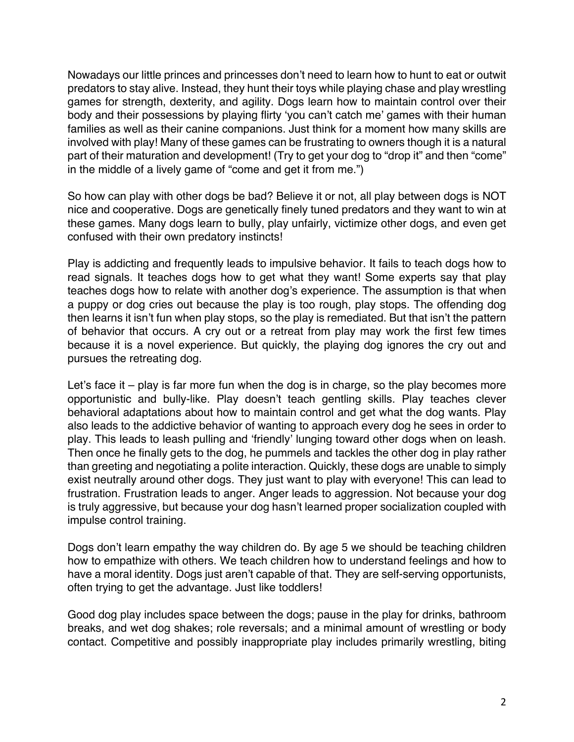Nowadays our little princes and princesses don't need to learn how to hunt to eat or outwit predators to stay alive. Instead, they hunt their toys while playing chase and play wrestling games for strength, dexterity, and agility. Dogs learn how to maintain control over their body and their possessions by playing flirty 'you can't catch me' games with their human families as well as their canine companions. Just think for a moment how many skills are involved with play! Many of these games can be frustrating to owners though it is a natural part of their maturation and development! (Try to get your dog to "drop it" and then "come" in the middle of a lively game of "come and get it from me.")

So how can play with other dogs be bad? Believe it or not, all play between dogs is NOT nice and cooperative. Dogs are genetically finely tuned predators and they want to win at these games. Many dogs learn to bully, play unfairly, victimize other dogs, and even get confused with their own predatory instincts!

Play is addicting and frequently leads to impulsive behavior. It fails to teach dogs how to read signals. It teaches dogs how to get what they want! Some experts say that play teaches dogs how to relate with another dog's experience. The assumption is that when a puppy or dog cries out because the play is too rough, play stops. The offending dog then learns it isn't fun when play stops, so the play is remediated. But that isn't the pattern of behavior that occurs. A cry out or a retreat from play may work the first few times because it is a novel experience. But quickly, the playing dog ignores the cry out and pursues the retreating dog.

Let's face it – play is far more fun when the dog is in charge, so the play becomes more opportunistic and bully-like. Play doesn't teach gentling skills. Play teaches clever behavioral adaptations about how to maintain control and get what the dog wants. Play also leads to the addictive behavior of wanting to approach every dog he sees in order to play. This leads to leash pulling and 'friendly' lunging toward other dogs when on leash. Then once he finally gets to the dog, he pummels and tackles the other dog in play rather than greeting and negotiating a polite interaction. Quickly, these dogs are unable to simply exist neutrally around other dogs. They just want to play with everyone! This can lead to frustration. Frustration leads to anger. Anger leads to aggression. Not because your dog is truly aggressive, but because your dog hasn't learned proper socialization coupled with impulse control training.

Dogs don't learn empathy the way children do. By age 5 we should be teaching children how to empathize with others. We teach children how to understand feelings and how to have a moral identity. Dogs just aren't capable of that. They are self-serving opportunists, often trying to get the advantage. Just like toddlers!

Good dog play includes space between the dogs; pause in the play for drinks, bathroom breaks, and wet dog shakes; role reversals; and a minimal amount of wrestling or body contact. Competitive and possibly inappropriate play includes primarily wrestling, biting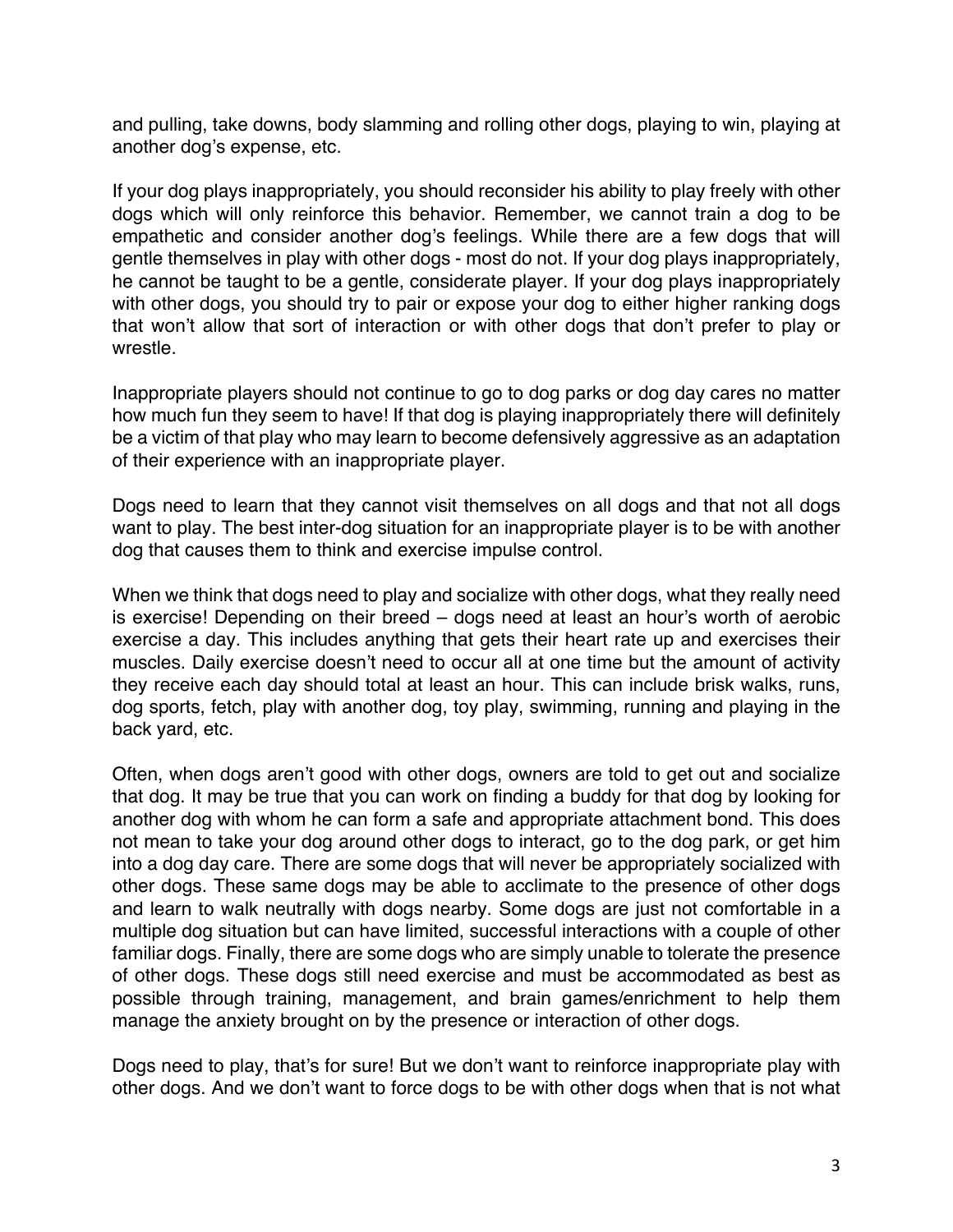and pulling, take downs, body slamming and rolling other dogs, playing to win, playing at another dog's expense, etc.

If your dog plays inappropriately, you should reconsider his ability to play freely with other dogs which will only reinforce this behavior. Remember, we cannot train a dog to be empathetic and consider another dog's feelings. While there are a few dogs that will gentle themselves in play with other dogs - most do not. If your dog plays inappropriately, he cannot be taught to be a gentle, considerate player. If your dog plays inappropriately with other dogs, you should try to pair or expose your dog to either higher ranking dogs that won't allow that sort of interaction or with other dogs that don't prefer to play or wrestle.

Inappropriate players should not continue to go to dog parks or dog day cares no matter how much fun they seem to have! If that dog is playing inappropriately there will definitely be a victim of that play who may learn to become defensively aggressive as an adaptation of their experience with an inappropriate player.

Dogs need to learn that they cannot visit themselves on all dogs and that not all dogs want to play. The best inter-dog situation for an inappropriate player is to be with another dog that causes them to think and exercise impulse control.

When we think that dogs need to play and socialize with other dogs, what they really need is exercise! Depending on their breed – dogs need at least an hour's worth of aerobic exercise a day. This includes anything that gets their heart rate up and exercises their muscles. Daily exercise doesn't need to occur all at one time but the amount of activity they receive each day should total at least an hour. This can include brisk walks, runs, dog sports, fetch, play with another dog, toy play, swimming, running and playing in the back yard, etc.

Often, when dogs aren't good with other dogs, owners are told to get out and socialize that dog. It may be true that you can work on finding a buddy for that dog by looking for another dog with whom he can form a safe and appropriate attachment bond. This does not mean to take your dog around other dogs to interact, go to the dog park, or get him into a dog day care. There are some dogs that will never be appropriately socialized with other dogs. These same dogs may be able to acclimate to the presence of other dogs and learn to walk neutrally with dogs nearby. Some dogs are just not comfortable in a multiple dog situation but can have limited, successful interactions with a couple of other familiar dogs. Finally, there are some dogs who are simply unable to tolerate the presence of other dogs. These dogs still need exercise and must be accommodated as best as possible through training, management, and brain games/enrichment to help them manage the anxiety brought on by the presence or interaction of other dogs.

Dogs need to play, that's for sure! But we don't want to reinforce inappropriate play with other dogs. And we don't want to force dogs to be with other dogs when that is not what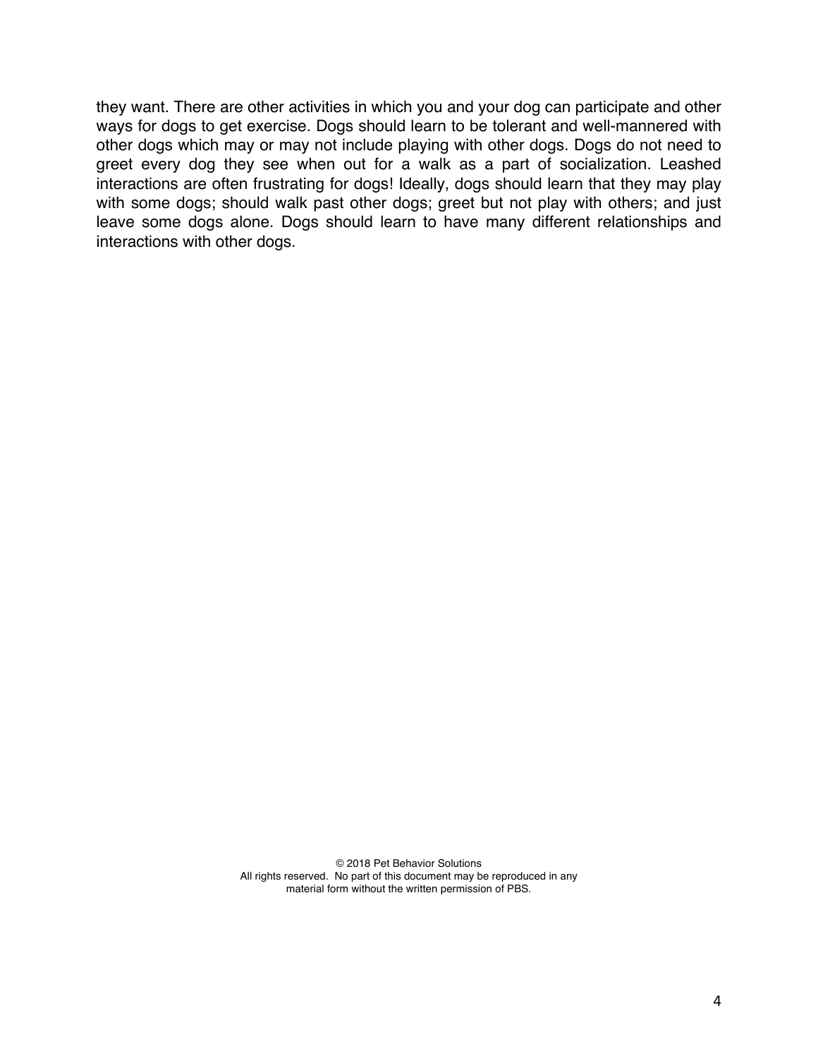they want. There are other activities in which you and your dog can participate and other ways for dogs to get exercise. Dogs should learn to be tolerant and well-mannered with other dogs which may or may not include playing with other dogs. Dogs do not need to greet every dog they see when out for a walk as a part of socialization. Leashed interactions are often frustrating for dogs! Ideally, dogs should learn that they may play with some dogs; should walk past other dogs; greet but not play with others; and just leave some dogs alone. Dogs should learn to have many different relationships and interactions with other dogs.